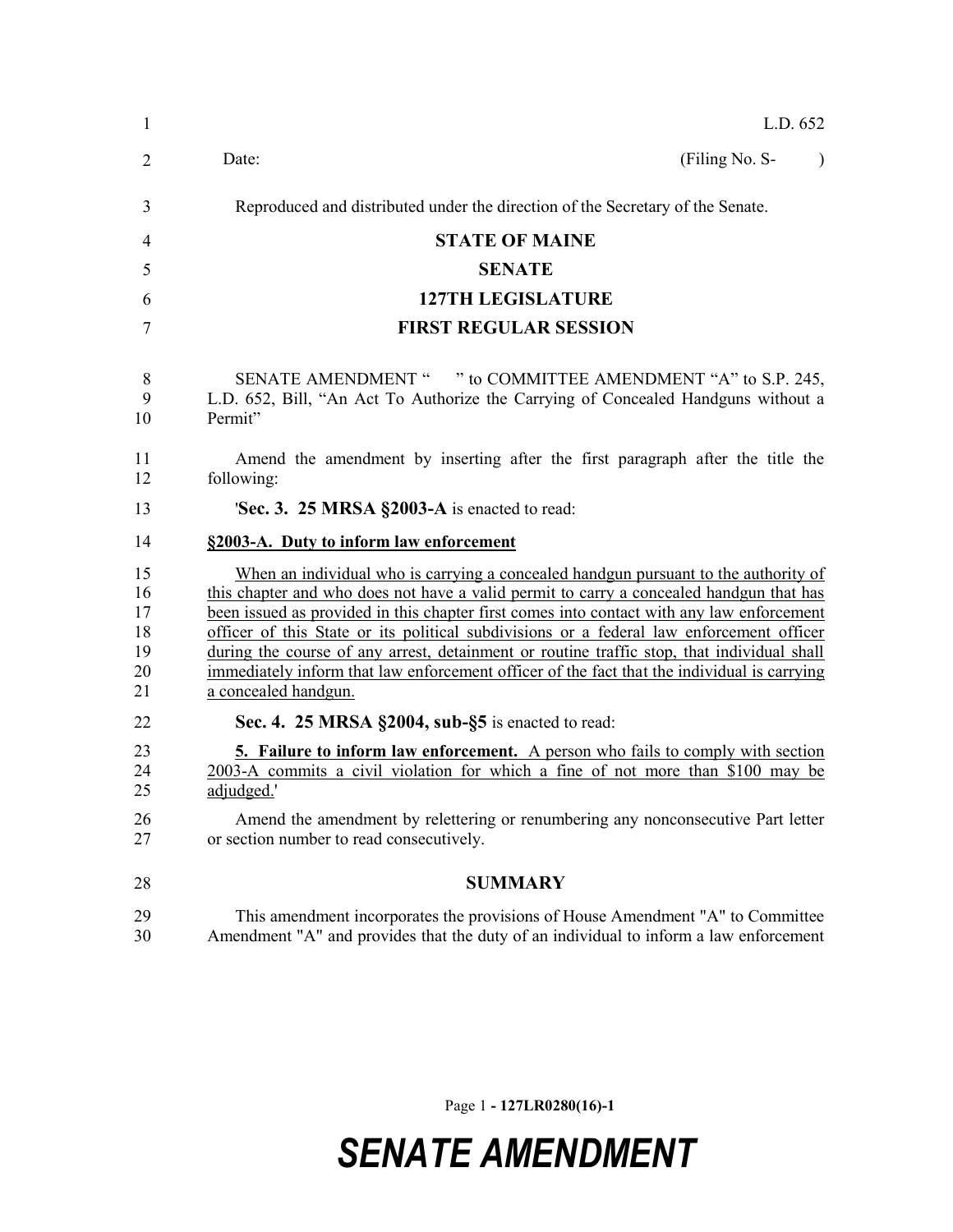L.D. 652

Date: (Filing No. S- )

Reproduced and distributed under the direction of the Secretary of the Senate.

**STATE OF MAINE**

**SENATE**

**127TH LEGISLATURE**

**FIRST REGULAR SESSION**

SENATE AMENDMENT " " to COMMITTEE AMENDMENT "A" to S.P. 245, L.D. 652, Bill, "An Act To Authorize the Carrying of Concealed Handguns without a Permit"

Amend the amendment by inserting after the first paragraph after the title the following:

'**Sec. 3. 25 MRSA §2003-A** is enacted to read:

**§2003-A. Duty to inform law enforcement**

When an individual who is carrying a concealed handgun pursuant to the authority of this chapter and who does not have a valid permit to carry a concealed handgun that has been issued as provided in this chapter first comes into contact with any law enforcement officer of this State or its political subdivisions or a federal law enforcement officer during the course of any arrest, detainment or routine traffic stop, that individual shall immediately inform that law enforcement officer of the fact that the individual is carrying a concealed handgun.

**Sec. 4. 25 MRSA §2004, sub-§5** is enacted to read:

**5. Failure to inform law enforcement.** A person who fails to comply with section 2003-A commits a civil violation for which a fine of not more than $100 may be adjudged.'

Amend the amendment by relettering or renumbering any nonconsecutive Part letter or section number to read consecutively.

**SUMMARY**

This amendment incorporates the provisions of House Amendment "A" to Committee Amendment "A" and provides that the duty of an individual to inform a law enforcement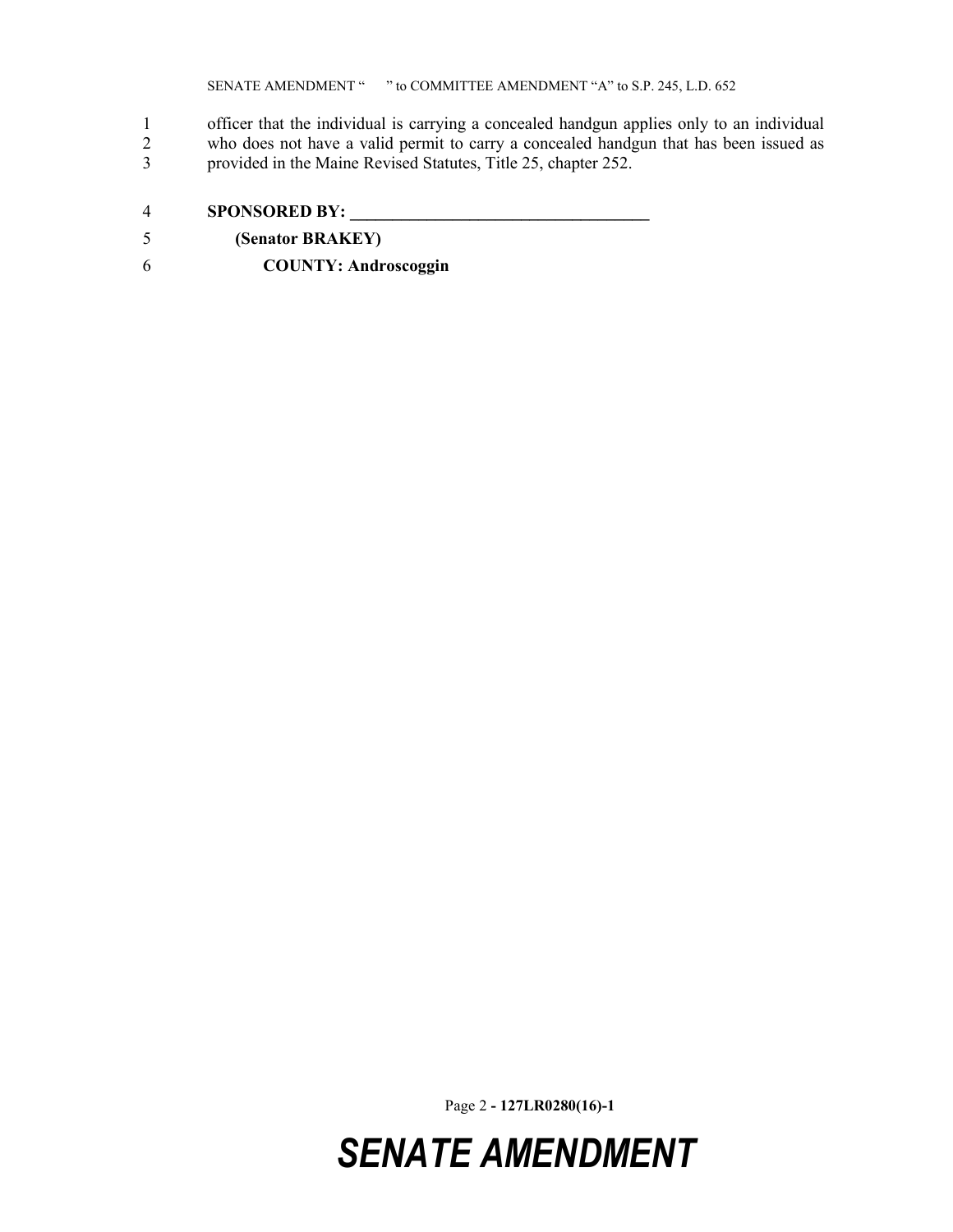officer that the individual is carrying a concealed handgun applies only to an individual who does not have a valid permit to carry a concealed handgun that has been issued as provided in the Maine Revised Statutes, Title 25, chapter 252.

**SPONSORED BY: ____________________________________**

**(Senator BRAKEY)**

**COUNTY: Androscoggin**